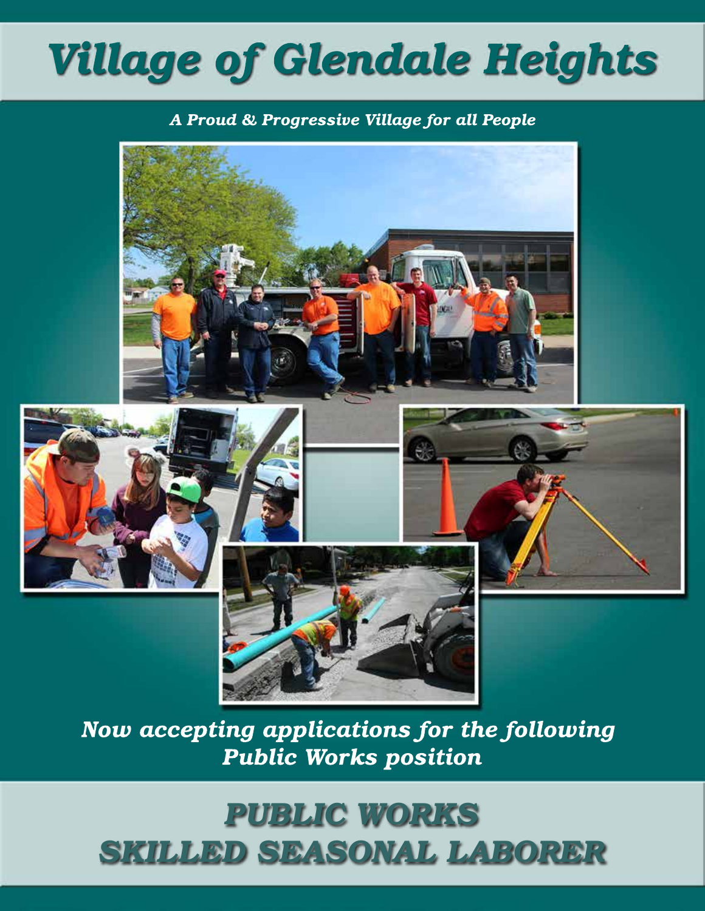# Village of Glendale Heights

*A Proud & Progressive Village for all People*

*Now accepting applications for the following Public Works position*

## PUBLIC WORKS SKILLED SEASONAL LABORER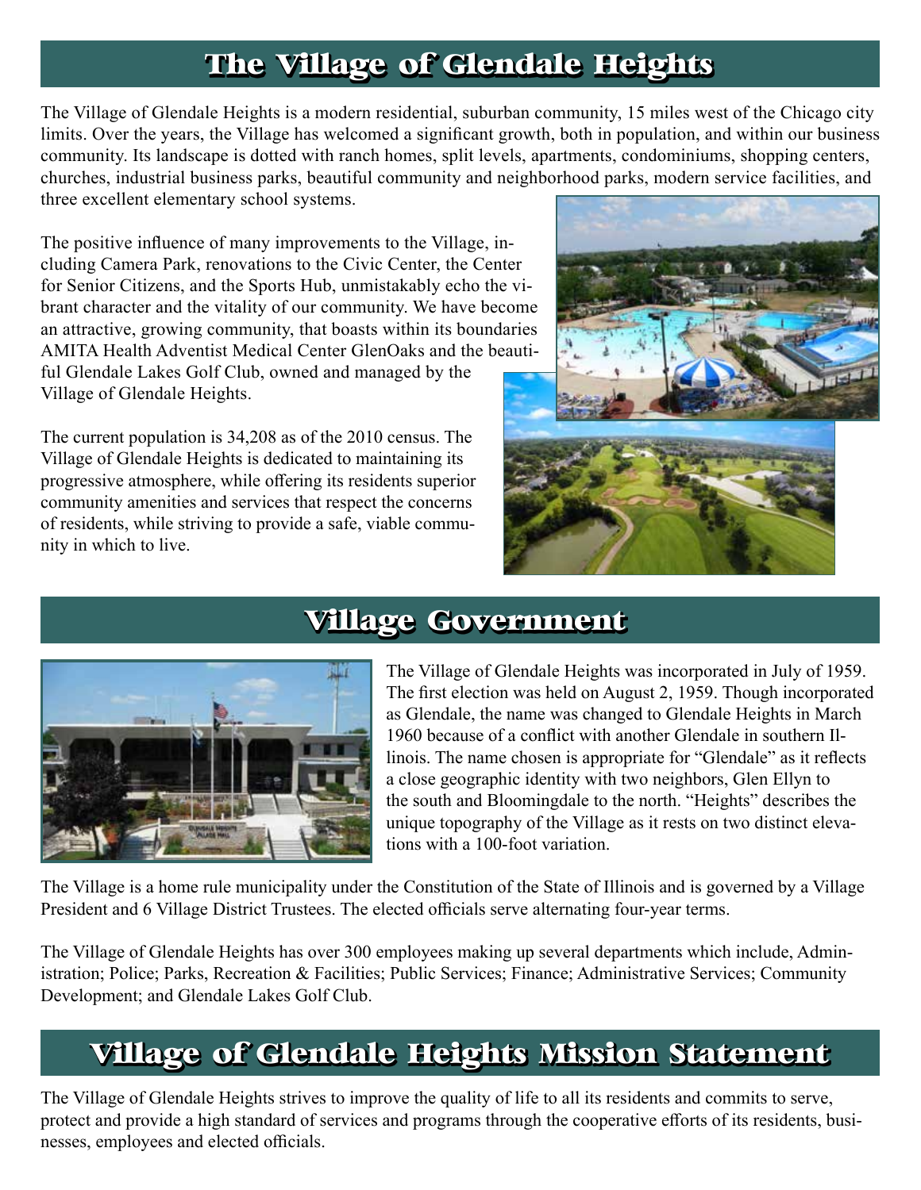# The Village of Glendale Heights

The Village of Glendale Heights is a modern residential, suburban community, 15 miles west of the Chicago city limits. Over the years, the Village has welcomed a significant growth, both in population, and within our business community. Its landscape is dotted with ranch homes, split levels, apartments, condominiums, shopping centers, churches, industrial business parks, beautiful community and neighborhood parks, modern service facilities, and three excellent elementary school systems.

The positive influence of many improvements to the Village, including Camera Park, renovations to the Civic Center, the Center for Senior Citizens, and the Sports Hub, unmistakably echo the vibrant character and the vitality of our community. We have become an attractive, growing community, that boasts within its boundaries AMITA Health Adventist Medical Center GlenOaks and the beautiful Glendale Lakes Golf Club, owned and managed by the Village of Glendale Heights.

The current population is 34,208 as of the 2010 census. The Village of Glendale Heights is dedicated to maintaining its progressive atmosphere, while offering its residents superior community amenities and services that respect the concerns of residents, while striving to provide a safe, viable community in which to live.

# Village Government

The Village of Glendale Heights was incorporated in July of 1959. The first election was held on August 2, 1959. Though incorporated as Glendale, the name was changed to Glendale Heights in March 1960 because of a conflict with another Glendale in southern Illinois. The name chosen is appropriate for "Glendale" as it reflects a close geographic identity with two neighbors, Glen Ellyn to the south and Bloomingdale to the north. "Heights" describes the unique topography of the Village as it rests on two distinct elevations with a 100-foot variation.

The Village is a home rule municipality under the Constitution of the State of Illinois and is governed by a Village President and 6 Village District Trustees. The elected officials serve alternating four-year terms.

The Village of Glendale Heights has over 300 employees making up several departments which include, Administration; Police; Parks, Recreation & Facilities; Public Services; Finance; Administrative Services; Community Development; and Glendale Lakes Golf Club.

# Village of Glendale Heights Mission Statement

The Village of Glendale Heights strives to improve the quality of life to all its residents and commits to serve, protect and provide a high standard of services and programs through the cooperative efforts of its residents, businesses, employees and elected officials.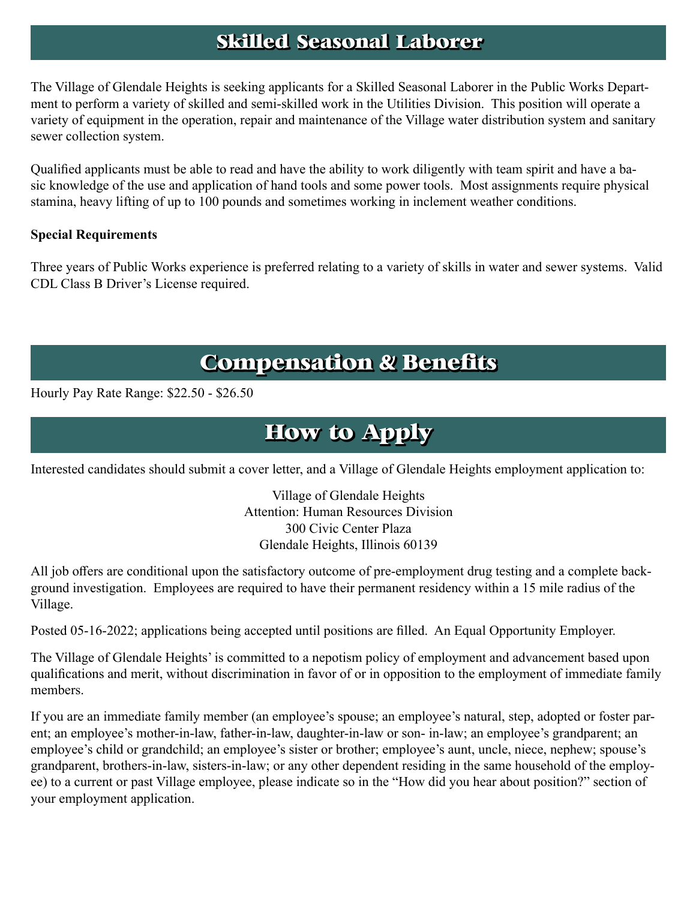# Skilled Seasonal Laborer

The Village of Glendale Heights is seeking applicants for a Skilled Seasonal Laborer in the Public Works Department to perform a variety of skilled and semi-skilled work in the Utilities Division. This position will operate a variety of equipment in the operation, repair and maintenance of the Village water distribution system and sanitary sewer collection system.

Qualified applicants must be able to read and have the ability to work diligently with team spirit and have a basic knowledge of the use and application of hand tools and some power tools. Most assignments require physical stamina, heavy lifting of up to 100 pounds and sometimes working in inclement weather conditions.

**Special Requirements**

Three years of Public Works experience is preferred relating to a variety of skills in water and sewer systems. Valid CDL Class B Driver's License required.

# Compensation & Benefits

Hourly Pay Rate Range: $22.50 - $26.50

# How to Apply

Interested candidates should submit a cover letter, and a Village of Glendale Heights employment application to:

Village of Glendale Heights
Attention: Human Resources Division
300 Civic Center Plaza
Glendale Heights, Illinois 60139

All job offers are conditional upon the satisfactory outcome of pre-employment drug testing and a complete background investigation. Employees are required to have their permanent residency within a 15 mile radius of the Village.

Posted 05-16-2022; applications being accepted until positions are filled. An Equal Opportunity Employer.

The Village of Glendale Heights' is committed to a nepotism policy of employment and advancement based upon qualifications and merit, without discrimination in favor of or in opposition to the employment of immediate family members.

If you are an immediate family member (an employee's spouse; an employee's natural, step, adopted or foster parent; an employee's mother-in-law, father-in-law, daughter-in-law or son- in-law; an employee's grandparent; an employee's child or grandchild; an employee's sister or brother; employee's aunt, uncle, niece, nephew; spouse's grandparent, brothers-in-law, sisters-in-law; or any other dependent residing in the same household of the employee) to a current or past Village employee, please indicate so in the "How did you hear about position?" section of your employment application.